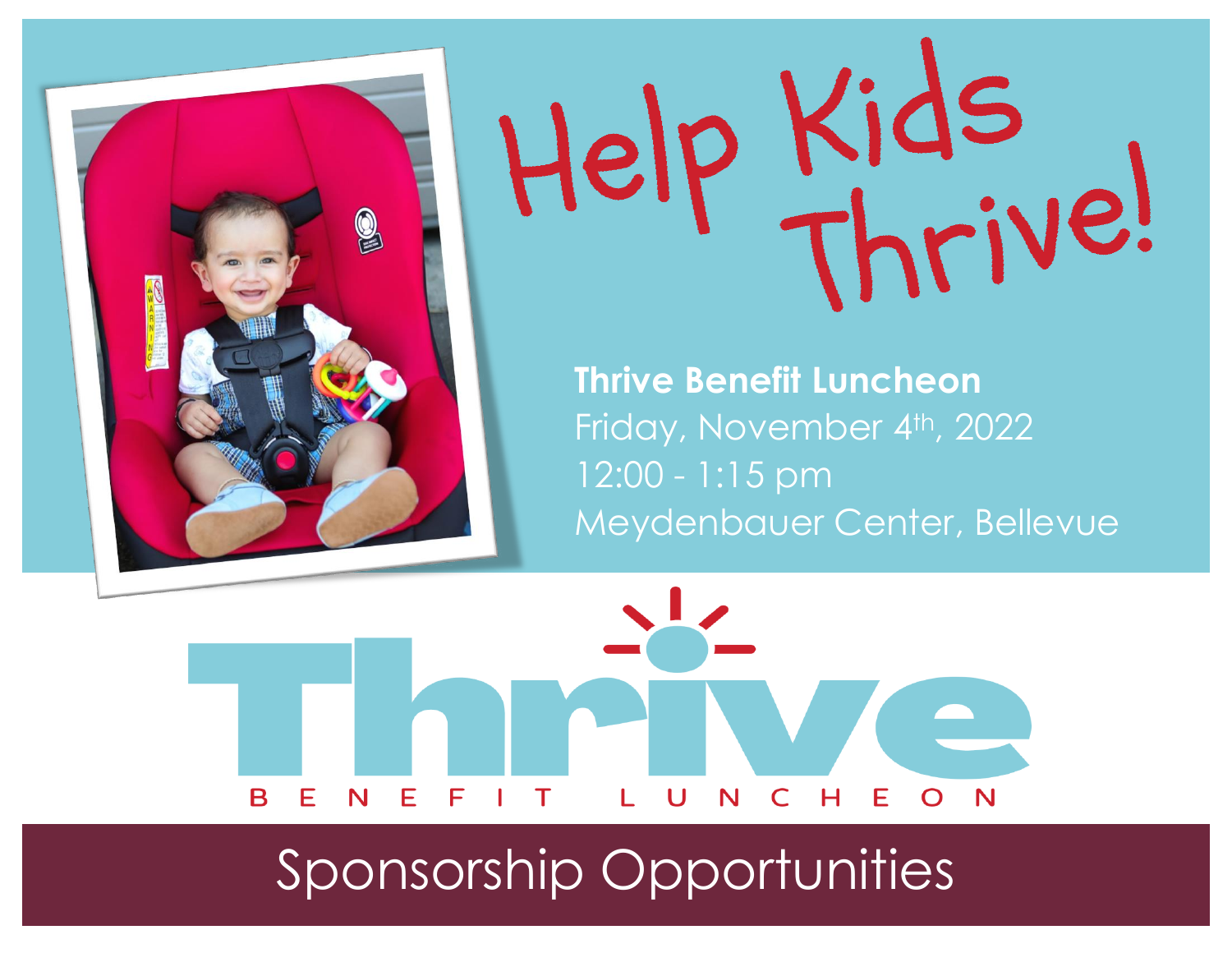# Help Kids Thrive!

**Thrive Benefit Luncheon**
Friday, November 4th, 2022
12:00 - 1:15 pm
Meydenbauer Center, Bellevue

Thrive
BENEFIT LUNCHEON

## Sponsorship Opportunities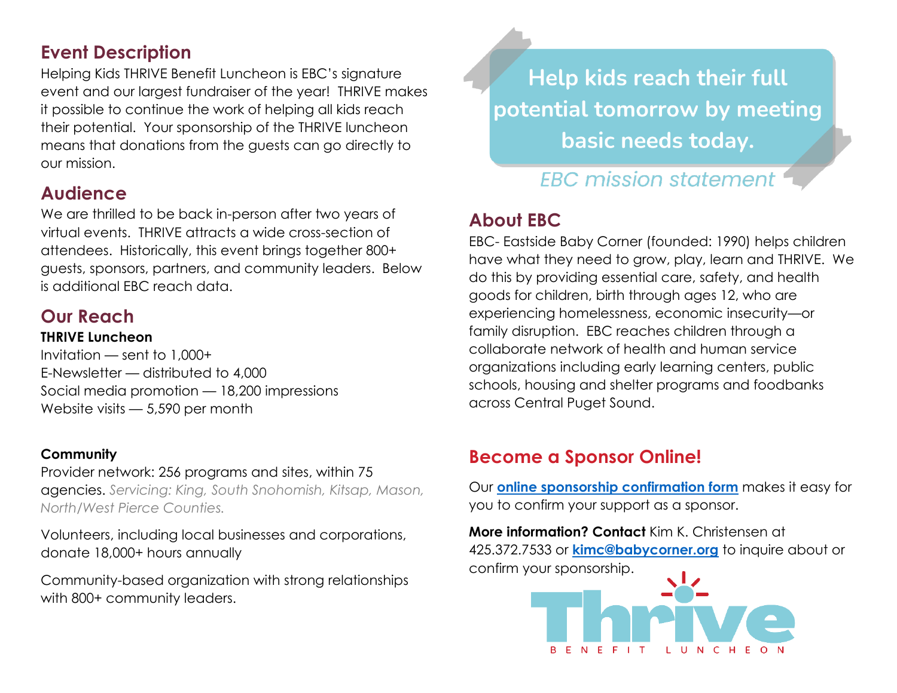## Event Description

Helping Kids THRIVE Benefit Luncheon is EBC's signature event and our largest fundraiser of the year! THRIVE makes it possible to continue the work of helping all kids reach their potential. Your sponsorship of the THRIVE luncheon means that donations from the guests can go directly to our mission.

## Audience

We are thrilled to be back in-person after two years of virtual events. THRIVE attracts a wide cross-section of attendees. Historically, this event brings together 800+ guests, sponsors, partners, and community leaders. Below is additional EBC reach data.

## Our Reach

**THRIVE Luncheon**

Invitation — sent to 1,000+
E-Newsletter — distributed to 4,000
Social media promotion — 18,200 impressions
Website visits — 5,590 per month

**Community**

Provider network: 256 programs and sites, within 75 agencies. *Servicing: King, South Snohomish, Kitsap, Mason, North/West Pierce Counties.*

Volunteers, including local businesses and corporations, donate 18,000+ hours annually

Community-based organization with strong relationships with 800+ community leaders.

**Help kids reach their full potential tomorrow by meeting basic needs today.**

*EBC mission statement*

## About EBC

EBC- Eastside Baby Corner (founded: 1990) helps children have what they need to grow, play, learn and THRIVE. We do this by providing essential care, safety, and health goods for children, birth through ages 12, who are experiencing homelessness, economic insecurity—or family disruption. EBC reaches children through a collaborate network of health and human service organizations including early learning centers, public schools, housing and shelter programs and foodbanks across Central Puget Sound.

## Become a Sponsor Online!

Our **online sponsorship confirmation form** makes it easy for you to confirm your support as a sponsor.

**More information? Contact** Kim K. Christensen at 425.372.7533 or **kimc@babycorner.org** to inquire about or confirm your sponsorship.

Thrive
BENEFIT LUNCHEON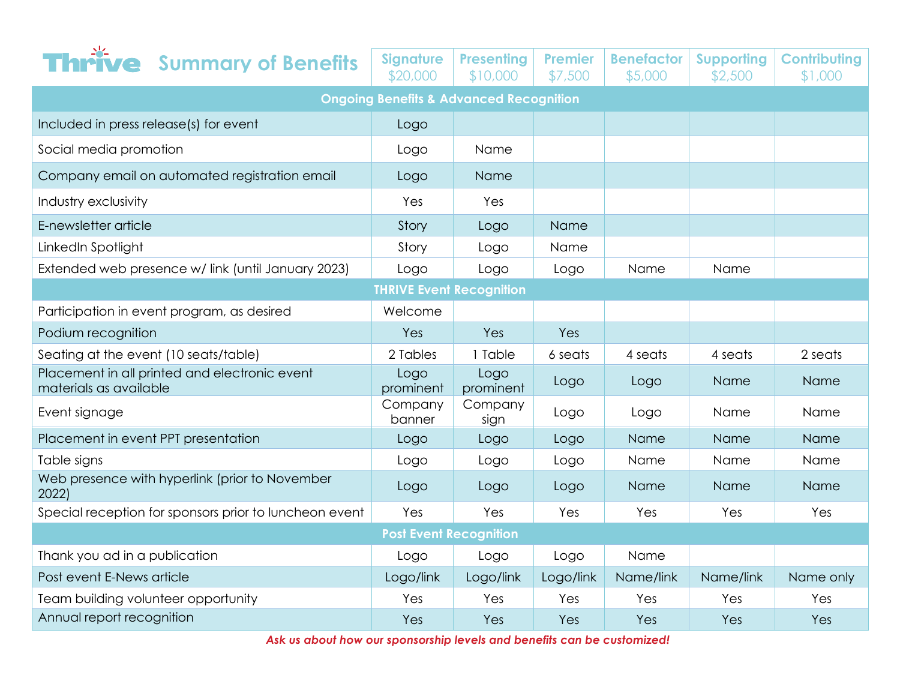# Thrive Summary of Benefits

| | Signature $20,000 | Presenting $10,000 | Premier $7,500 | Benefactor $5,000 | Supporting $2,500 | Contributing $1,000 |
|---|---|---|---|---|---|---|
| **Ongoing Benefits & Advanced Recognition** | | | | | | |
| Included in press release(s) for event | Logo | | | | | |
| Social media promotion | Logo | Name | | | | |
| Company email on automated registration email | Logo | Name | | | | |
| Industry exclusivity | Yes | Yes | | | | |
| E-newsletter article | Story | Logo | Name | | | |
| LinkedIn Spotlight | Story | Logo | Name | | | |
| Extended web presence w/ link (until January 2023) | Logo | Logo | Logo | Name | Name | |
| **THRIVE Event Recognition** | | | | | | |
| Participation in event program, as desired | Welcome | | | | | |
| Podium recognition | Yes | Yes | Yes | | | |
| Seating at the event (10 seats/table) | 2 Tables | 1 Table | 6 seats | 4 seats | 4 seats | 2 seats |
| Placement in all printed and electronic event materials as available | Logo prominent | Logo prominent | Logo | Logo | Name | Name |
| Event signage | Company banner | Company sign | Logo | Logo | Name | Name |
| Placement in event PPT presentation | Logo | Logo | Logo | Name | Name | Name |
| Table signs | Logo | Logo | Logo | Name | Name | Name |
| Web presence with hyperlink (prior to November 2022) | Logo | Logo | Logo | Name | Name | Name |
| Special reception for sponsors prior to luncheon event | Yes | Yes | Yes | Yes | Yes | Yes |
| **Post Event Recognition** | | | | | | |
| Thank you ad in a publication | Logo | Logo | Logo | Name | | |
| Post event E-News article | Logo/link | Logo/link | Logo/link | Name/link | Name/link | Name only |
| Team building volunteer opportunity | Yes | Yes | Yes | Yes | Yes | Yes |
| Annual report recognition | Yes | Yes | Yes | Yes | Yes | Yes |

***Ask us about how our sponsorship levels and benefits can be customized!***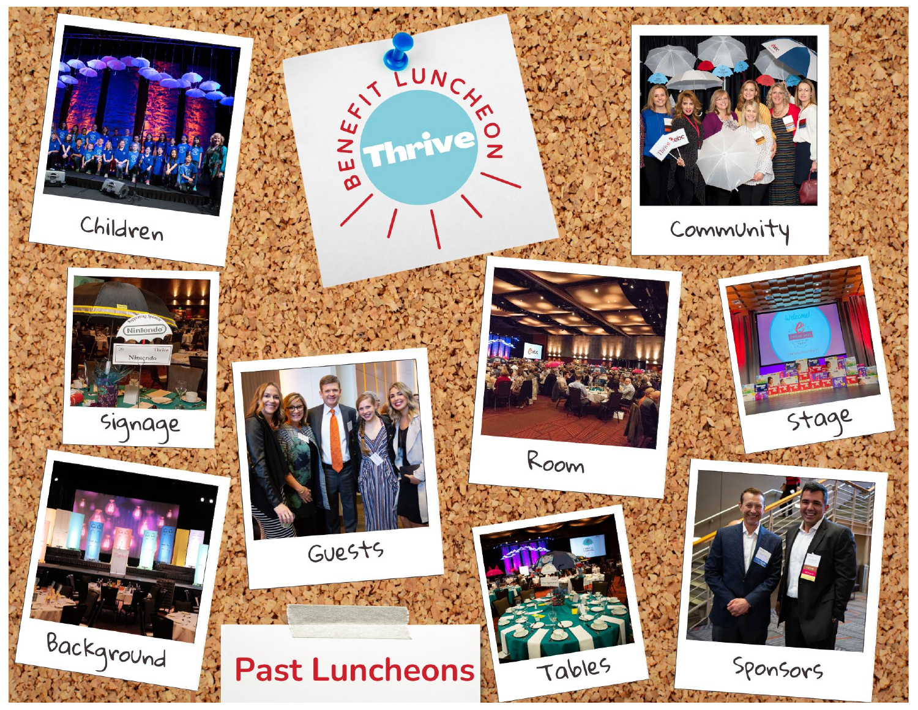BENEFIT LUNCHEON

Thrive

# Past Luncheons

Children

Community

Signage

Guests

Room

Stage

Background

Tables

Sponsors